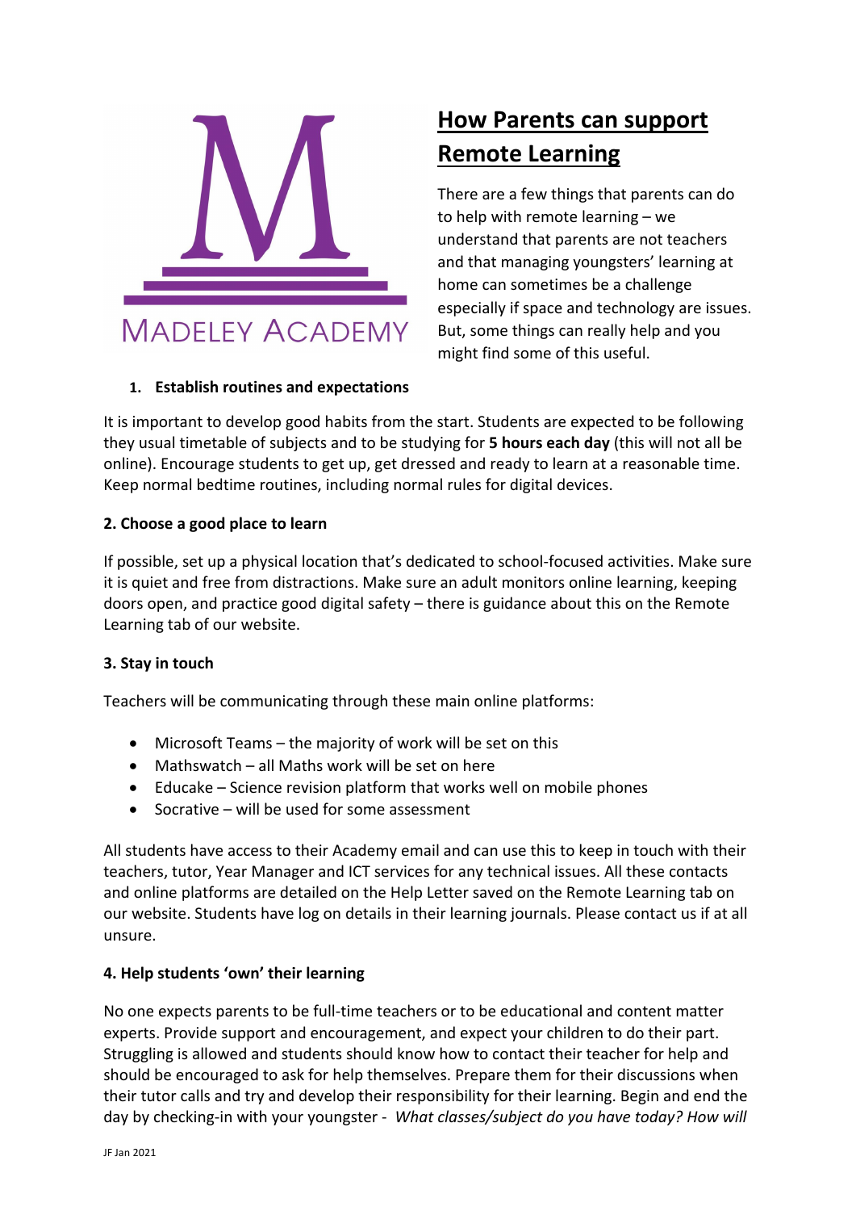MADELEY ACADEMY

# How Parents can support Remote Learning

There are a few things that parents can do to help with remote learning – we understand that parents are not teachers and that managing youngsters' learning at home can sometimes be a challenge especially if space and technology are issues. But, some things can really help and you might find some of this useful.

### 1. Establish routines and expectations

It is important to develop good habits from the start. Students are expected to be following they usual timetable of subjects and to be studying for **5 hours each day** (this will not all be online). Encourage students to get up, get dressed and ready to learn at a reasonable time. Keep normal bedtime routines, including normal rules for digital devices.

### 2. Choose a good place to learn

If possible, set up a physical location that's dedicated to school-focused activities. Make sure it is quiet and free from distractions. Make sure an adult monitors online learning, keeping doors open, and practice good digital safety – there is guidance about this on the Remote Learning tab of our website.

### 3. Stay in touch

Teachers will be communicating through these main online platforms:

- Microsoft Teams – the majority of work will be set on this
- Mathswatch – all Maths work will be set on here
- Educake – Science revision platform that works well on mobile phones
- Socrative – will be used for some assessment

All students have access to their Academy email and can use this to keep in touch with their teachers, tutor, Year Manager and ICT services for any technical issues. All these contacts and online platforms are detailed on the Help Letter saved on the Remote Learning tab on our website. Students have log on details in their learning journals. Please contact us if at all unsure.

### 4. Help students 'own' their learning

No one expects parents to be full-time teachers or to be educational and content matter experts. Provide support and encouragement, and expect your children to do their part. Struggling is allowed and students should know how to contact their teacher for help and should be encouraged to ask for help themselves. Prepare them for their discussions when their tutor calls and try and develop their responsibility for their learning. Begin and end the day by checking-in with your youngster - *What classes/subject do you have today? How will*

JF Jan 2021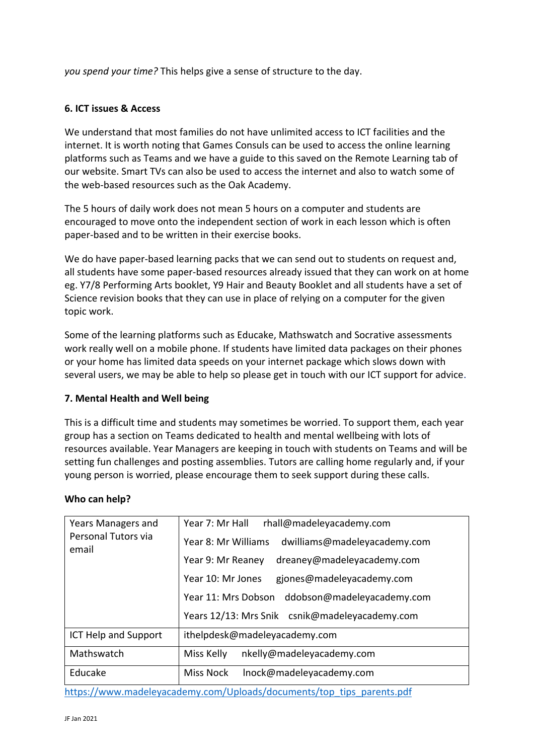*you spend your time?* This helps give a sense of structure to the day.

**6. ICT issues & Access**

We understand that most families do not have unlimited access to ICT facilities and the internet. It is worth noting that Games Consuls can be used to access the online learning platforms such as Teams and we have a guide to this saved on the Remote Learning tab of our website. Smart TVs can also be used to access the internet and also to watch some of the web-based resources such as the Oak Academy.

The 5 hours of daily work does not mean 5 hours on a computer and students are encouraged to move onto the independent section of work in each lesson which is often paper-based and to be written in their exercise books.

We do have paper-based learning packs that we can send out to students on request and, all students have some paper-based resources already issued that they can work on at home eg. Y7/8 Performing Arts booklet, Y9 Hair and Beauty Booklet and all students have a set of Science revision books that they can use in place of relying on a computer for the given topic work.

Some of the learning platforms such as Educake, Mathswatch and Socrative assessments work really well on a mobile phone. If students have limited data packages on their phones or your home has limited data speeds on your internet package which slows down with several users, we may be able to help so please get in touch with our ICT support for advice.

**7. Mental Health and Well being**

This is a difficult time and students may sometimes be worried. To support them, each year group has a section on Teams dedicated to health and mental wellbeing with lots of resources available. Year Managers are keeping in touch with students on Teams and will be setting fun challenges and posting assemblies. Tutors are calling home regularly and, if your young person is worried, please encourage them to seek support during these calls.

**Who can help?**

| | |
|---|---|
| Years Managers and Personal Tutors via email | Year 7: Mr Hall rhall@madeleyacademy.com<br>Year 8: Mr Williams dwilliams@madeleyacademy.com<br>Year 9: Mr Reaney dreaney@madeleyacademy.com<br>Year 10: Mr Jones gjones@madeleyacademy.com<br>Year 11: Mrs Dobson ddobson@madeleyacademy.com<br>Years 12/13: Mrs Snik csnik@madeleyacademy.com |
| ICT Help and Support | ithelpdesk@madeleyacademy.com |
| Mathswatch | Miss Kelly nkelly@madeleyacademy.com |
| Educake | Miss Nock lnock@madeleyacademy.com |

https://www.madeleyacademy.com/Uploads/documents/top_tips_parents.pdf

JF Jan 2021